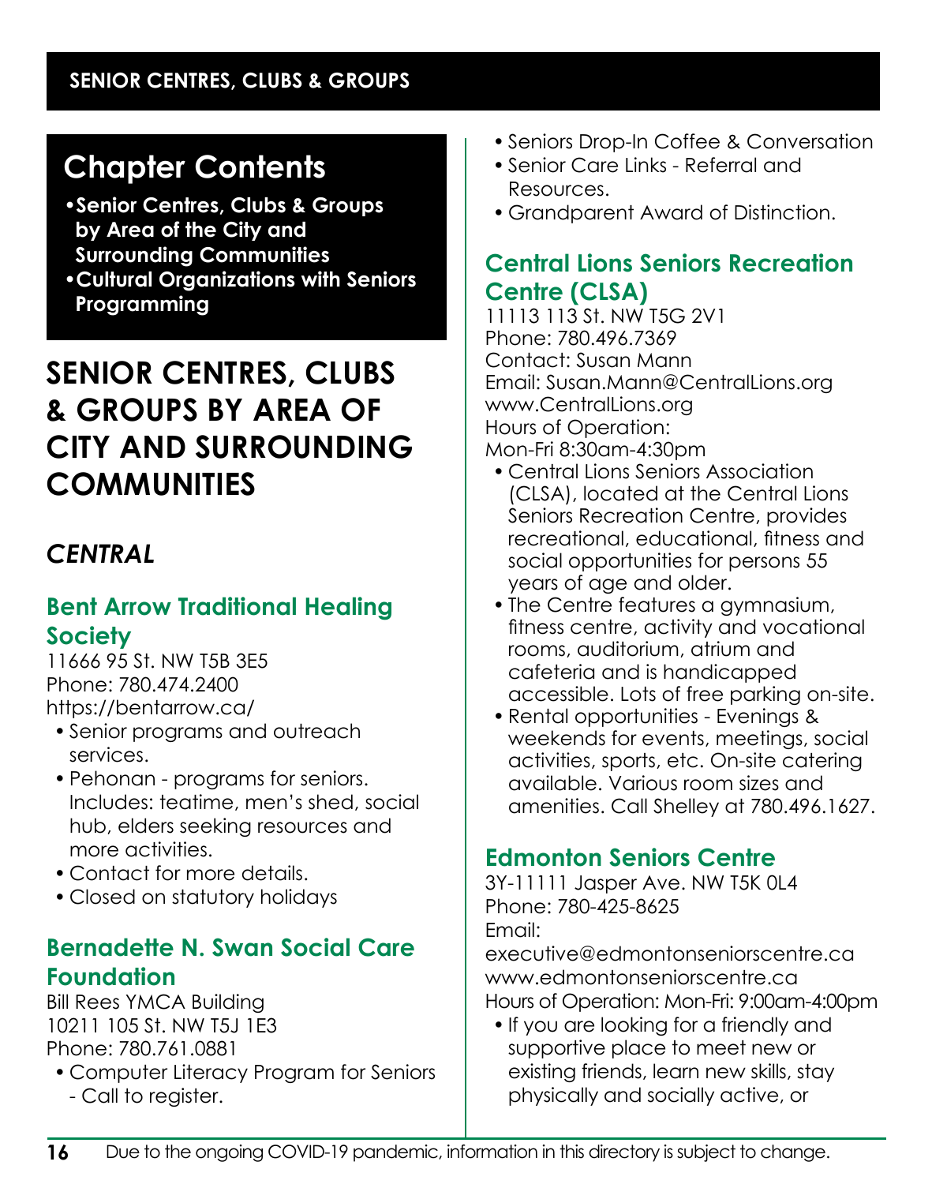## Chapter Contents

- **Senior Centres, Clubs & Groups by Area of the City and Surrounding Communities**
- **Cultural Organizations with Seniors Programming**

# SENIOR CENTRES, CLUBS & GROUPS BY AREA OF CITY AND SURROUNDING COMMUNITIES

## *CENTRAL*

### Bent Arrow Traditional Healing Society

11666 95 St. NW T5B 3E5
Phone: 780.474.2400
https://bentarrow.ca/

- Senior programs and outreach services.
- Pehonan - programs for seniors. Includes: teatime, men's shed, social hub, elders seeking resources and more activities.
- Contact for more details.
- Closed on statutory holidays

### Bernadette N. Swan Social Care Foundation

Bill Rees YMCA Building
10211 105 St. NW T5J 1E3
Phone: 780.761.0881

- Computer Literacy Program for Seniors - Call to register.
- Seniors Drop-In Coffee & Conversation
- Senior Care Links - Referral and Resources.
- Grandparent Award of Distinction.

### Central Lions Seniors Recreation Centre (CLSA)

11113 113 St. NW T5G 2V1
Phone: 780.496.7369
Contact: Susan Mann
Email: Susan.Mann@CentralLions.org
www.CentralLions.org
Hours of Operation:
Mon-Fri 8:30am-4:30pm

- Central Lions Seniors Association (CLSA), located at the Central Lions Seniors Recreation Centre, provides recreational, educational, fitness and social opportunities for persons 55 years of age and older.
- The Centre features a gymnasium, fitness centre, activity and vocational rooms, auditorium, atrium and cafeteria and is handicapped accessible. Lots of free parking on-site.
- Rental opportunities - Evenings & weekends for events, meetings, social activities, sports, etc. On-site catering available. Various room sizes and amenities. Call Shelley at 780.496.1627.

### Edmonton Seniors Centre

3Y-11111 Jasper Ave. NW T5K 0L4
Phone: 780-425-8625
Email:
executive@edmontonseniorscentre.ca
www.edmontonseniorscentre.ca
Hours of Operation: Mon-Fri: 9:00am-4:00pm

- If you are looking for a friendly and supportive place to meet new or existing friends, learn new skills, stay physically and socially active, or

Due to the ongoing COVID-19 pandemic, information in this directory is subject to change.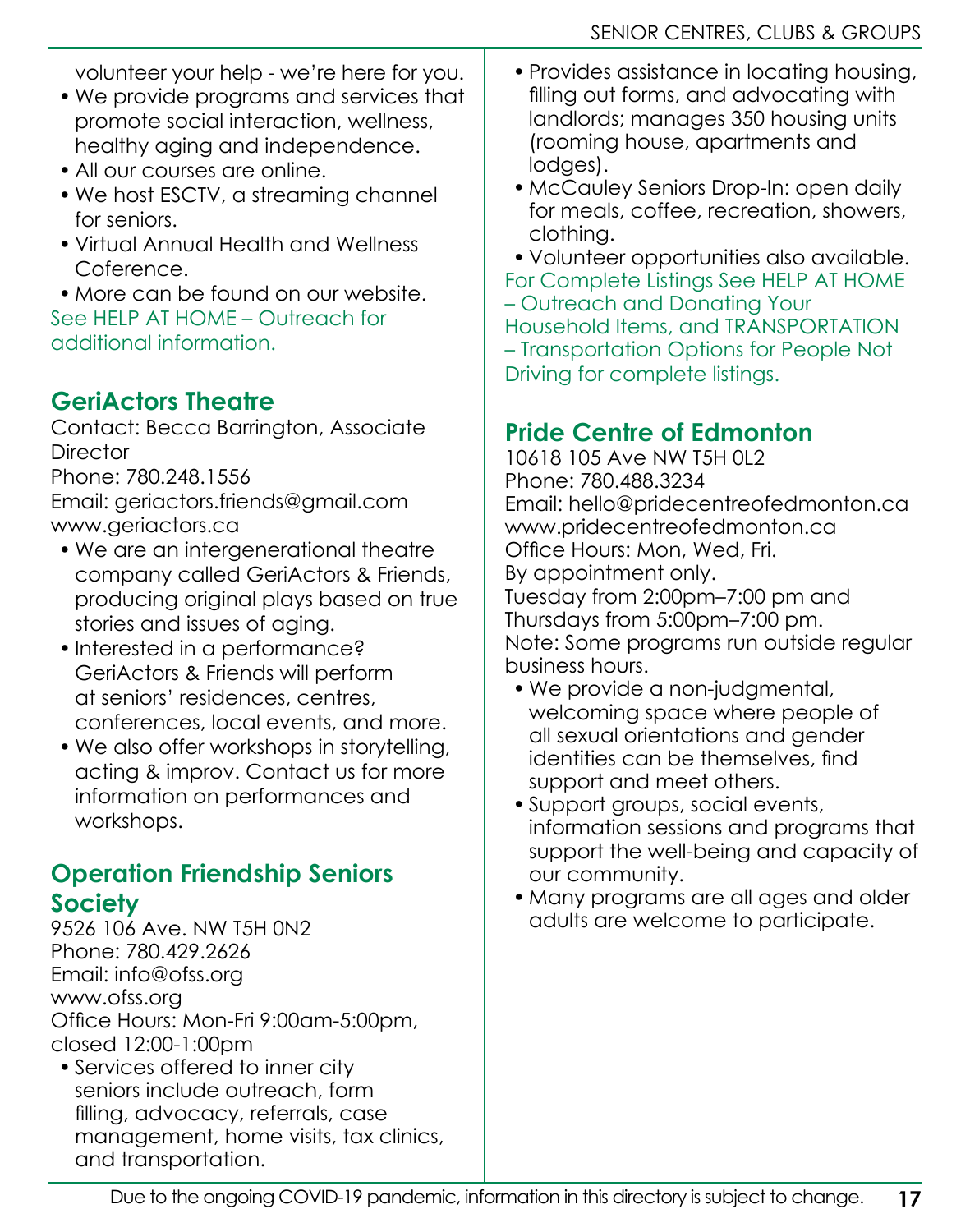volunteer your help - we're here for you.

- We provide programs and services that promote social interaction, wellness, healthy aging and independence.
- All our courses are online.
- We host ESCTV, a streaming channel for seniors.
- Virtual Annual Health and Wellness Coference.
- More can be found on our website.

See HELP AT HOME – Outreach for additional information.

## GeriActors Theatre

Contact: Becca Barrington, Associate Director
Phone: 780.248.1556
Email: geriactors.friends@gmail.com
www.geriactors.ca

- We are an intergenerational theatre company called GeriActors & Friends, producing original plays based on true stories and issues of aging.
- Interested in a performance? GeriActors & Friends will perform at seniors' residences, centres, conferences, local events, and more.
- We also offer workshops in storytelling, acting & improv. Contact us for more information on performances and workshops.

## Operation Friendship Seniors Society

9526 106 Ave. NW T5H 0N2
Phone: 780.429.2626
Email: info@ofss.org
www.ofss.org
Office Hours: Mon-Fri 9:00am-5:00pm, closed 12:00-1:00pm

- Services offered to inner city seniors include outreach, form filling, advocacy, referrals, case management, home visits, tax clinics, and transportation.
- Provides assistance in locating housing, filling out forms, and advocating with landlords; manages 350 housing units (rooming house, apartments and lodges).
- McCauley Seniors Drop-In: open daily for meals, coffee, recreation, showers, clothing.
- Volunteer opportunities also available.

For Complete Listings See HELP AT HOME – Outreach and Donating Your Household Items, and TRANSPORTATION – Transportation Options for People Not Driving for complete listings.

## Pride Centre of Edmonton

10618 105 Ave NW T5H 0L2
Phone: 780.488.3234
Email: hello@pridecentreofedmonton.ca
www.pridecentreofedmonton.ca
Office Hours: Mon, Wed, Fri.
By appointment only.
Tuesday from 2:00pm–7:00 pm and Thursdays from 5:00pm–7:00 pm.
Note: Some programs run outside regular business hours.

- We provide a non-judgmental, welcoming space where people of all sexual orientations and gender identities can be themselves, find support and meet others.
- Support groups, social events, information sessions and programs that support the well-being and capacity of our community.
- Many programs are all ages and older adults are welcome to participate.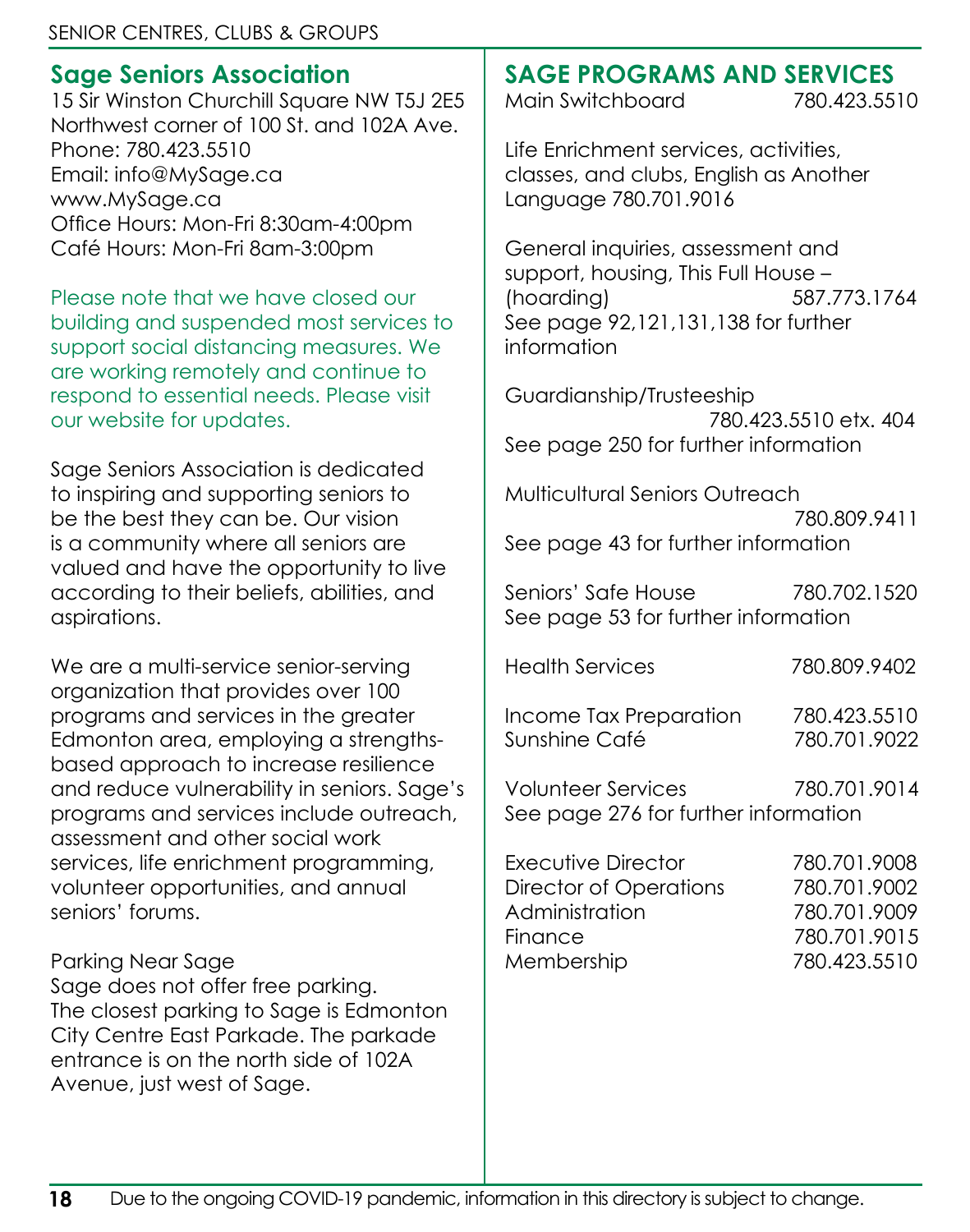## Sage Seniors Association

15 Sir Winston Churchill Square NW T5J 2E5
Northwest corner of 100 St. and 102A Ave.
Phone: 780.423.5510
Email: info@MySage.ca
www.MySage.ca
Office Hours: Mon-Fri 8:30am-4:00pm
Café Hours: Mon-Fri 8am-3:00pm

Please note that we have closed our building and suspended most services to support social distancing measures. We are working remotely and continue to respond to essential needs. Please visit our website for updates.

Sage Seniors Association is dedicated to inspiring and supporting seniors to be the best they can be. Our vision is a community where all seniors are valued and have the opportunity to live according to their beliefs, abilities, and aspirations.

We are a multi-service senior-serving organization that provides over 100 programs and services in the greater Edmonton area, employing a strengths-based approach to increase resilience and reduce vulnerability in seniors. Sage's programs and services include outreach, assessment and other social work services, life enrichment programming, volunteer opportunities, and annual seniors' forums.

Parking Near Sage
Sage does not offer free parking. The closest parking to Sage is Edmonton City Centre East Parkade. The parkade entrance is on the north side of 102A Avenue, just west of Sage.

## SAGE PROGRAMS AND SERVICES

Main Switchboard 780.423.5510

Life Enrichment services, activities, classes, and clubs, English as Another Language 780.701.9016

General inquiries, assessment and support, housing, This Full House – (hoarding) 587.773.1764
See page 92,121,131,138 for further information

Guardianship/Trusteeship 780.423.5510 etx. 404
See page 250 for further information

Multicultural Seniors Outreach 780.809.9411
See page 43 for further information

Seniors' Safe House 780.702.1520
See page 53 for further information

Health Services 780.809.9402

Income Tax Preparation 780.423.5510
Sunshine Café 780.701.9022

Volunteer Services 780.701.9014
See page 276 for further information

Executive Director 780.701.9008
Director of Operations 780.701.9002
Administration 780.701.9009
Finance 780.701.9015
Membership 780.423.5510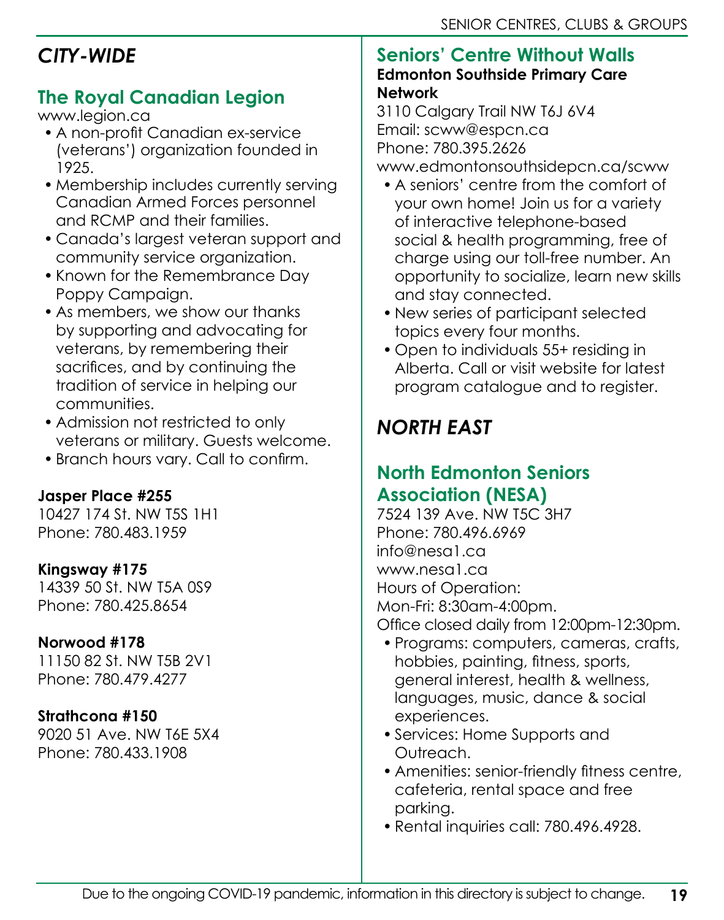## *CITY-WIDE*

### The Royal Canadian Legion

www.legion.ca

- A non-profit Canadian ex-service (veterans') organization founded in 1925.
- Membership includes currently serving Canadian Armed Forces personnel and RCMP and their families.
- Canada's largest veteran support and community service organization.
- Known for the Remembrance Day Poppy Campaign.
- As members, we show our thanks by supporting and advocating for veterans, by remembering their sacrifices, and by continuing the tradition of service in helping our communities.
- Admission not restricted to only veterans or military. Guests welcome.
- Branch hours vary. Call to confirm.

**Jasper Place #255**
10427 174 St. NW T5S 1H1
Phone: 780.483.1959

**Kingsway #175**
14339 50 St. NW T5A 0S9
Phone: 780.425.8654

**Norwood #178**
11150 82 St. NW T5B 2V1
Phone: 780.479.4277

**Strathcona #150**
9020 51 Ave. NW T6E 5X4
Phone: 780.433.1908

### Seniors' Centre Without Walls

**Edmonton Southside Primary Care Network**

3110 Calgary Trail NW T6J 6V4
Email: scww@espcn.ca
Phone: 780.395.2626
www.edmontonsouthsidepcn.ca/scww

- A seniors' centre from the comfort of your own home! Join us for a variety of interactive telephone-based social & health programming, free of charge using our toll-free number. An opportunity to socialize, learn new skills and stay connected.
- New series of participant selected topics every four months.
- Open to individuals 55+ residing in Alberta. Call or visit website for latest program catalogue and to register.

## *NORTH EAST*

### North Edmonton Seniors Association (NESA)

7524 139 Ave. NW T5C 3H7
Phone: 780.496.6969
info@nesa1.ca
www.nesa1.ca
Hours of Operation:
Mon-Fri: 8:30am-4:00pm.
Office closed daily from 12:00pm-12:30pm.

- Programs: computers, cameras, crafts, hobbies, painting, fitness, sports, general interest, health & wellness, languages, music, dance & social experiences.
- Services: Home Supports and Outreach.
- Amenities: senior-friendly fitness centre, cafeteria, rental space and free parking.
- Rental inquiries call: 780.496.4928.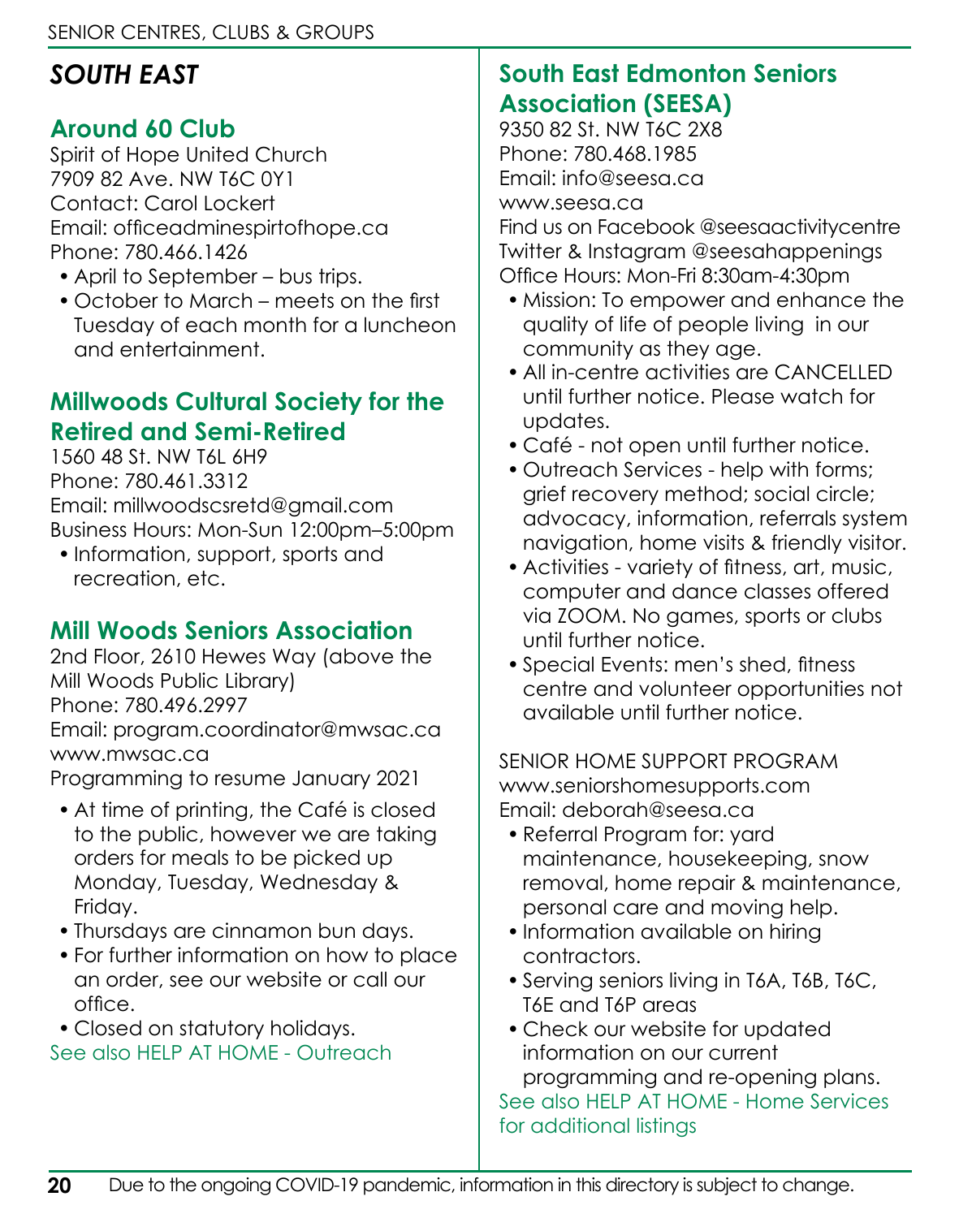## *SOUTH EAST*

### Around 60 Club

Spirit of Hope United Church
7909 82 Ave. NW T6C 0Y1
Contact: Carol Lockert
Email: officeadminespirtofhope.ca
Phone: 780.466.1426

- April to September – bus trips.
- October to March – meets on the first Tuesday of each month for a luncheon and entertainment.

### Millwoods Cultural Society for the Retired and Semi-Retired

1560 48 St. NW T6L 6H9
Phone: 780.461.3312
Email: millwoodscsretd@gmail.com
Business Hours: Mon-Sun 12:00pm–5:00pm

- Information, support, sports and recreation, etc.

### Mill Woods Seniors Association

2nd Floor, 2610 Hewes Way (above the Mill Woods Public Library)
Phone: 780.496.2997
Email: program.coordinator@mwsac.ca
www.mwsac.ca
Programming to resume January 2021

- At time of printing, the Café is closed to the public, however we are taking orders for meals to be picked up Monday, Tuesday, Wednesday & Friday.
- Thursdays are cinnamon bun days.
- For further information on how to place an order, see our website or call our office.
- Closed on statutory holidays.

See also HELP AT HOME - Outreach

### South East Edmonton Seniors Association (SEESA)

9350 82 St. NW T6C 2X8
Phone: 780.468.1985
Email: info@seesa.ca
www.seesa.ca
Find us on Facebook @seesaactivitycentre
Twitter & Instagram @seesahappenings
Office Hours: Mon-Fri 8:30am-4:30pm

- Mission: To empower and enhance the quality of life of people living in our community as they age.
- All in-centre activities are CANCELLED until further notice. Please watch for updates.
- Café - not open until further notice.
- Outreach Services - help with forms; grief recovery method; social circle; advocacy, information, referrals system navigation, home visits & friendly visitor.
- Activities - variety of fitness, art, music, computer and dance classes offered via ZOOM. No games, sports or clubs until further notice.
- Special Events: men's shed, fitness centre and volunteer opportunities not available until further notice.

SENIOR HOME SUPPORT PROGRAM
www.seniorshomesupports.com
Email: deborah@seesa.ca

- Referral Program for: yard maintenance, housekeeping, snow removal, home repair & maintenance, personal care and moving help.
- Information available on hiring contractors.
- Serving seniors living in T6A, T6B, T6C, T6E and T6P areas
- Check our website for updated information on our current programming and re-opening plans.

See also HELP AT HOME - Home Services for additional listings

Due to the ongoing COVID-19 pandemic, information in this directory is subject to change.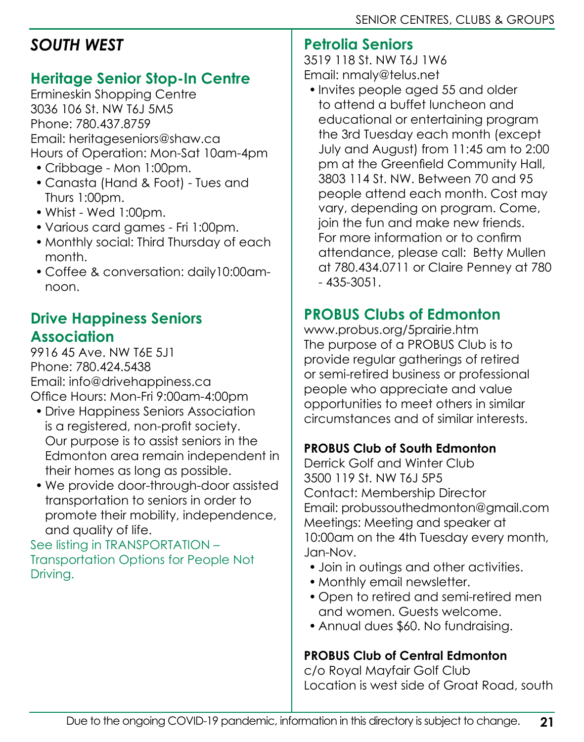## *SOUTH WEST*

### Heritage Senior Stop-In Centre

Ermineskin Shopping Centre
3036 106 St. NW T6J 5M5
Phone: 780.437.8759
Email: heritageseniors@shaw.ca
Hours of Operation: Mon-Sat 10am-4pm

- Cribbage - Mon 1:00pm.
- Canasta (Hand & Foot) - Tues and Thurs 1:00pm.
- Whist - Wed 1:00pm.
- Various card games - Fri 1:00pm.
- Monthly social: Third Thursday of each month.
- Coffee & conversation: daily10:00am-noon.

### Drive Happiness Seniors Association

9916 45 Ave. NW T6E 5J1
Phone: 780.424.5438
Email: info@drivehappiness.ca
Office Hours: Mon-Fri 9:00am-4:00pm

- Drive Happiness Seniors Association is a registered, non-profit society. Our purpose is to assist seniors in the Edmonton area remain independent in their homes as long as possible.
- We provide door-through-door assisted transportation to seniors in order to promote their mobility, independence, and quality of life.

See listing in TRANSPORTATION – Transportation Options for People Not Driving.

### Petrolia Seniors

3519 118 St. NW T6J 1W6
Email: nmaly@telus.net

- Invites people aged 55 and older to attend a buffet luncheon and educational or entertaining program the 3rd Tuesday each month (except July and August) from 11:45 am to 2:00 pm at the Greenfield Community Hall, 3803 114 St. NW. Between 70 and 95 people attend each month. Cost may vary, depending on program. Come, join the fun and make new friends. For more information or to confirm attendance, please call: Betty Mullen at 780.434.0711 or Claire Penney at 780 - 435-3051.

### PROBUS Clubs of Edmonton

www.probus.org/5prairie.htm
The purpose of a PROBUS Club is to provide regular gatherings of retired or semi-retired business or professional people who appreciate and value opportunities to meet others in similar circumstances and of similar interests.

#### PROBUS Club of South Edmonton

Derrick Golf and Winter Club
3500 119 St. NW T6J 5P5
Contact: Membership Director
Email: probussouthedmonton@gmail.com
Meetings: Meeting and speaker at 10:00am on the 4th Tuesday every month, Jan-Nov.

- Join in outings and other activities.
- Monthly email newsletter.
- Open to retired and semi-retired men and women. Guests welcome.
- Annual dues $60. No fundraising.

#### PROBUS Club of Central Edmonton

c/o Royal Mayfair Golf Club
Location is west side of Groat Road, south

Due to the ongoing COVID-19 pandemic, information in this directory is subject to change.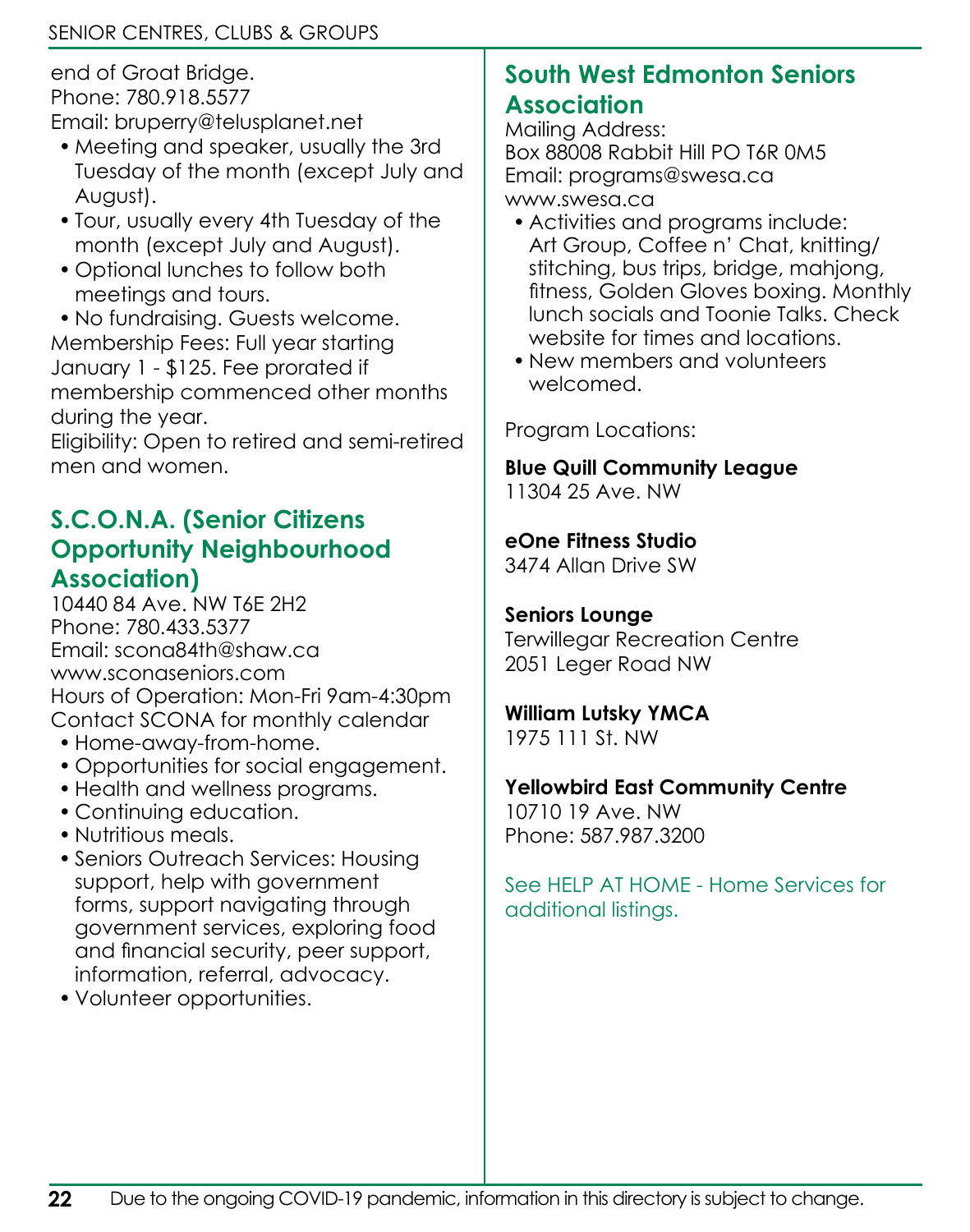end of Groat Bridge.
Phone: 780.918.5577
Email: bruperry@telusplanet.net

- Meeting and speaker, usually the 3rd Tuesday of the month (except July and August).
- Tour, usually every 4th Tuesday of the month (except July and August).
- Optional lunches to follow both meetings and tours.
- No fundraising. Guests welcome.

Membership Fees: Full year starting January 1 - $125. Fee prorated if membership commenced other months during the year.
Eligibility: Open to retired and semi-retired men and women.

## S.C.O.N.A. (Senior Citizens Opportunity Neighbourhood Association)

10440 84 Ave. NW T6E 2H2
Phone: 780.433.5377
Email: scona84th@shaw.ca
www.sconaseniors.com
Hours of Operation: Mon-Fri 9am-4:30pm
Contact SCONA for monthly calendar

- Home-away-from-home.
- Opportunities for social engagement.
- Health and wellness programs.
- Continuing education.
- Nutritious meals.
- Seniors Outreach Services: Housing support, help with government forms, support navigating through government services, exploring food and financial security, peer support, information, referral, advocacy.
- Volunteer opportunities.

## South West Edmonton Seniors Association

Mailing Address:
Box 88008 Rabbit Hill PO T6R 0M5
Email: programs@swesa.ca
www.swesa.ca

- Activities and programs include: Art Group, Coffee n' Chat, knitting/stitching, bus trips, bridge, mahjong, fitness, Golden Gloves boxing. Monthly lunch socials and Toonie Talks. Check website for times and locations.
- New members and volunteers welcomed.

Program Locations:

**Blue Quill Community League**
11304 25 Ave. NW

**eOne Fitness Studio**
3474 Allan Drive SW

**Seniors Lounge**
Terwillegar Recreation Centre
2051 Leger Road NW

**William Lutsky YMCA**
1975 111 St. NW

**Yellowbird East Community Centre**
10710 19 Ave. NW
Phone: 587.987.3200

See HELP AT HOME - Home Services for additional listings.

Due to the ongoing COVID-19 pandemic, information in this directory is subject to change.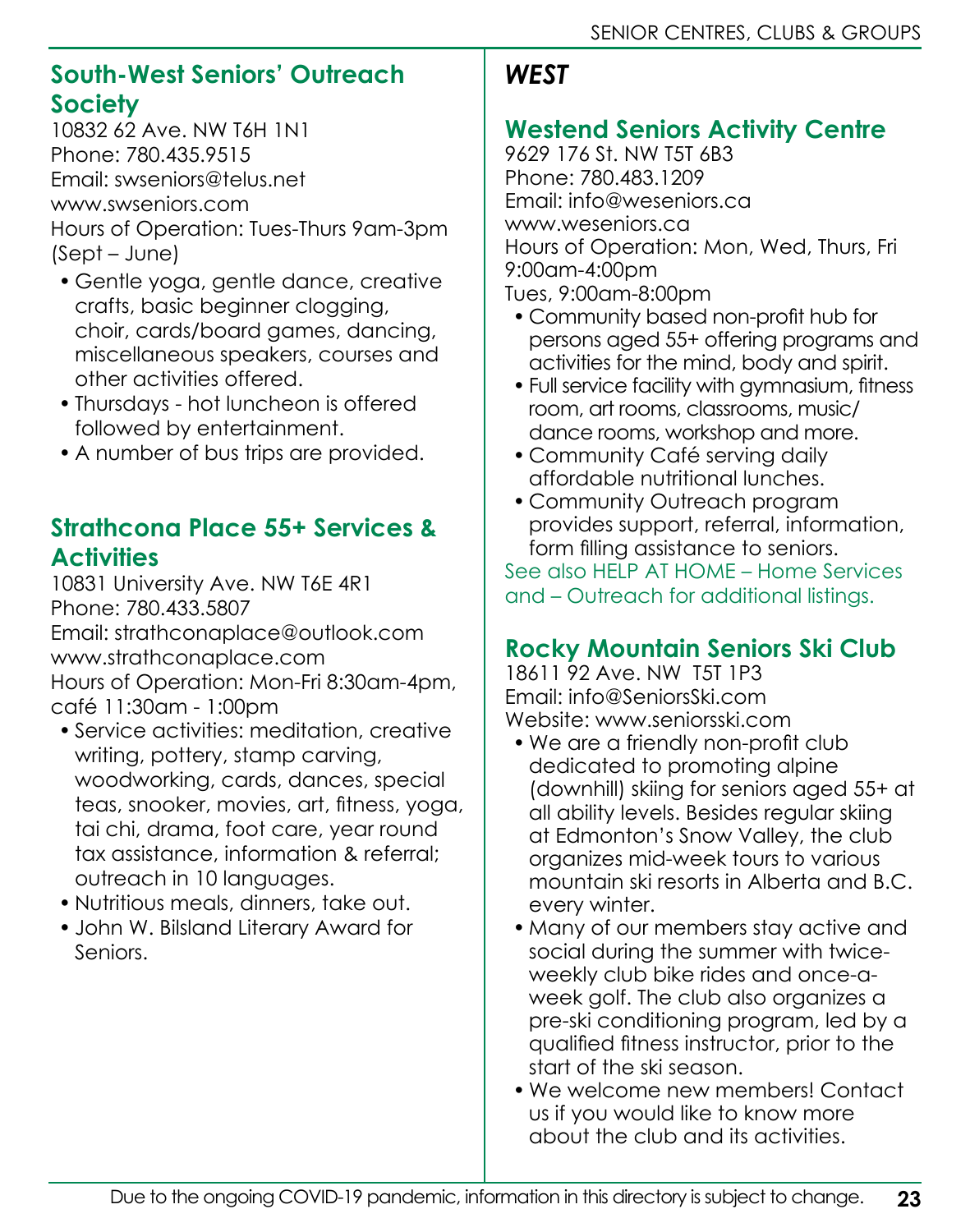## South-West Seniors' Outreach Society

10832 62 Ave. NW T6H 1N1
Phone: 780.435.9515
Email: swseniors@telus.net
www.swseniors.com
Hours of Operation: Tues-Thurs 9am-3pm (Sept – June)

- Gentle yoga, gentle dance, creative crafts, basic beginner clogging, choir, cards/board games, dancing, miscellaneous speakers, courses and other activities offered.
- Thursdays - hot luncheon is offered followed by entertainment.
- A number of bus trips are provided.

## Strathcona Place 55+ Services & Activities

10831 University Ave. NW T6E 4R1
Phone: 780.433.5807
Email: strathconaplace@outlook.com
www.strathconaplace.com
Hours of Operation: Mon-Fri 8:30am-4pm, café 11:30am - 1:00pm

- Service activities: meditation, creative writing, pottery, stamp carving, woodworking, cards, dances, special teas, snooker, movies, art, fitness, yoga, tai chi, drama, foot care, year round tax assistance, information & referral; outreach in 10 languages.
- Nutritious meals, dinners, take out.
- John W. Bilsland Literary Award for Seniors.

# *WEST*

## Westend Seniors Activity Centre

9629 176 St. NW T5T 6B3
Phone: 780.483.1209
Email: info@weseniors.ca
www.weseniors.ca
Hours of Operation: Mon, Wed, Thurs, Fri 9:00am-4:00pm
Tues, 9:00am-8:00pm

- Community based non-profit hub for persons aged 55+ offering programs and activities for the mind, body and spirit.
- Full service facility with gymnasium, fitness room, art rooms, classrooms, music/ dance rooms, workshop and more.
- Community Café serving daily affordable nutritional lunches.
- Community Outreach program provides support, referral, information, form filling assistance to seniors.

See also HELP AT HOME – Home Services and – Outreach for additional listings.

## Rocky Mountain Seniors Ski Club

18611 92 Ave. NW T5T 1P3
Email: info@SeniorsSki.com
Website: www.seniorsski.com

- We are a friendly non-profit club dedicated to promoting alpine (downhill) skiing for seniors aged 55+ at all ability levels. Besides regular skiing at Edmonton's Snow Valley, the club organizes mid-week tours to various mountain ski resorts in Alberta and B.C. every winter.
- Many of our members stay active and social during the summer with twice-weekly club bike rides and once-a-week golf. The club also organizes a pre-ski conditioning program, led by a qualified fitness instructor, prior to the start of the ski season.
- We welcome new members! Contact us if you would like to know more about the club and its activities.

Due to the ongoing COVID-19 pandemic, information in this directory is subject to change.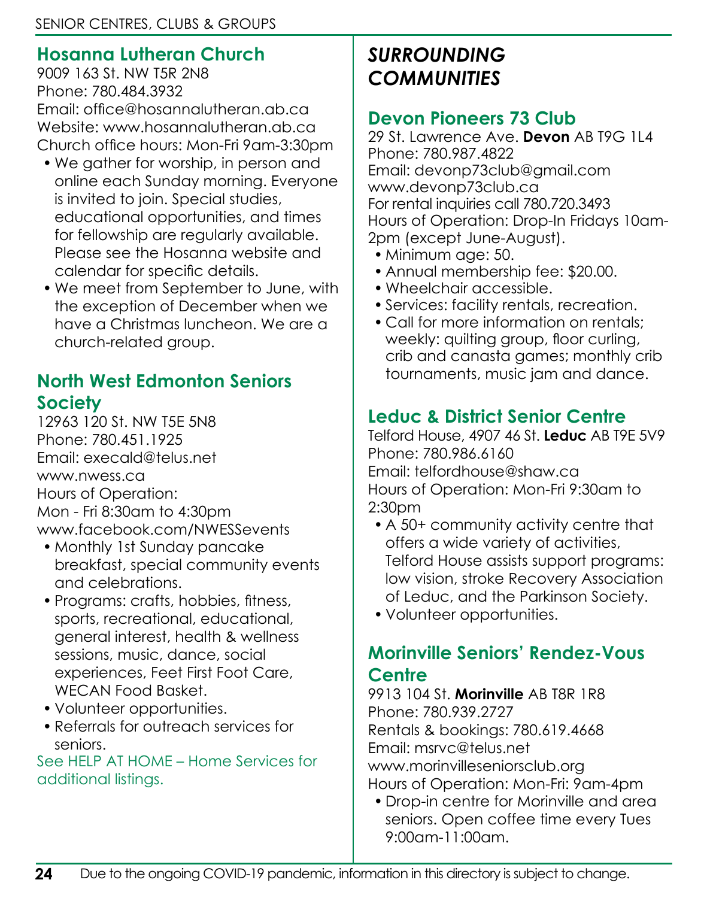## Hosanna Lutheran Church

9009 163 St. NW T5R 2N8
Phone: 780.484.3932
Email: office@hosannalutheran.ab.ca
Website: www.hosannalutheran.ab.ca
Church office hours: Mon-Fri 9am-3:30pm

- We gather for worship, in person and online each Sunday morning. Everyone is invited to join. Special studies, educational opportunities, and times for fellowship are regularly available. Please see the Hosanna website and calendar for specific details.
- We meet from September to June, with the exception of December when we have a Christmas luncheon. We are a church-related group.

## North West Edmonton Seniors Society

12963 120 St. NW T5E 5N8
Phone: 780.451.1925
Email: execald@telus.net
www.nwess.ca
Hours of Operation:
Mon - Fri 8:30am to 4:30pm
www.facebook.com/NWESSevents

- Monthly 1st Sunday pancake breakfast, special community events and celebrations.
- Programs: crafts, hobbies, fitness, sports, recreational, educational, general interest, health & wellness sessions, music, dance, social experiences, Feet First Foot Care, WECAN Food Basket.
- Volunteer opportunities.
- Referrals for outreach services for seniors.

See HELP AT HOME – Home Services for additional listings.

# *SURROUNDING COMMUNITIES*

## Devon Pioneers 73 Club

29 St. Lawrence Ave. **Devon** AB T9G 1L4
Phone: 780.987.4822
Email: devonp73club@gmail.com
www.devonp73club.ca
For rental inquiries call 780.720.3493
Hours of Operation: Drop-In Fridays 10am-2pm (except June-August).

- Minimum age: 50.
- Annual membership fee: $20.00.
- Wheelchair accessible.
- Services: facility rentals, recreation.
- Call for more information on rentals; weekly: quilting group, floor curling, crib and canasta games; monthly crib tournaments, music jam and dance.

## Leduc & District Senior Centre

Telford House, 4907 46 St. **Leduc** AB T9E 5V9
Phone: 780.986.6160
Email: telfordhouse@shaw.ca
Hours of Operation: Mon-Fri 9:30am to 2:30pm

- A 50+ community activity centre that offers a wide variety of activities, Telford House assists support programs: low vision, stroke Recovery Association of Leduc, and the Parkinson Society.
- Volunteer opportunities.

## Morinville Seniors' Rendez-Vous Centre

9913 104 St. **Morinville** AB T8R 1R8
Phone: 780.939.2727
Rentals & bookings: 780.619.4668
Email: msrvc@telus.net
www.morinvilleseniorsclub.org
Hours of Operation: Mon-Fri: 9am-4pm

- Drop-in centre for Morinville and area seniors. Open coffee time every Tues 9:00am-11:00am.

Due to the ongoing COVID-19 pandemic, information in this directory is subject to change.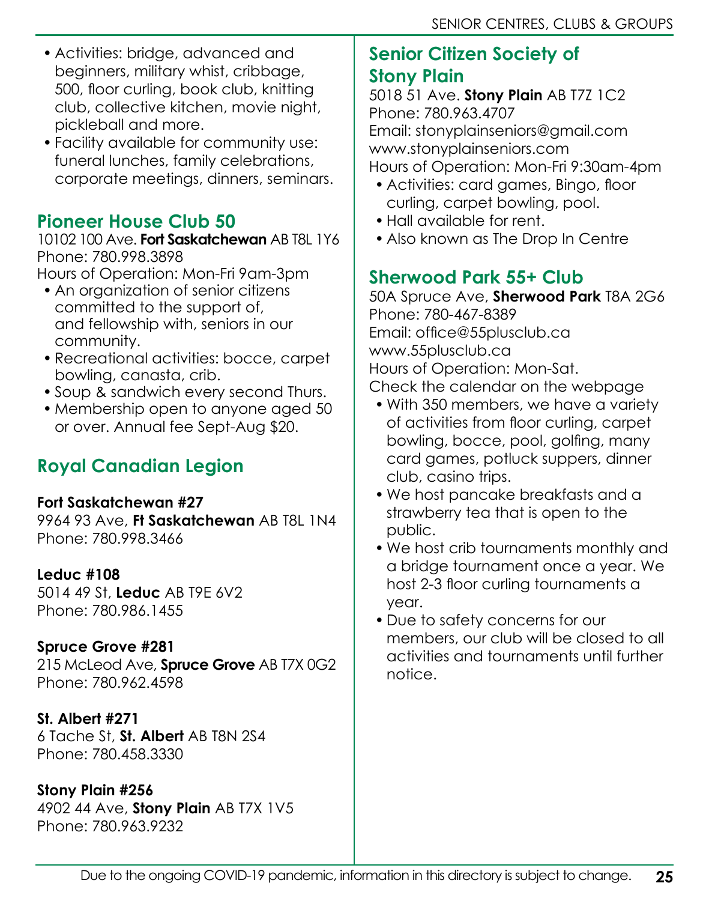- Activities: bridge, advanced and beginners, military whist, cribbage, 500, floor curling, book club, knitting club, collective kitchen, movie night, pickleball and more.
- Facility available for community use: funeral lunches, family celebrations, corporate meetings, dinners, seminars.

## Pioneer House Club 50

10102 100 Ave. **Fort Saskatchewan** AB T8L 1Y6
Phone: 780.998.3898
Hours of Operation: Mon-Fri 9am-3pm

- An organization of senior citizens committed to the support of, and fellowship with, seniors in our community.
- Recreational activities: bocce, carpet bowling, canasta, crib.
- Soup & sandwich every second Thurs.
- Membership open to anyone aged 50 or over. Annual fee Sept-Aug $20.

## Royal Canadian Legion

**Fort Saskatchewan #27**
9964 93 Ave, **Ft Saskatchewan** AB T8L 1N4
Phone: 780.998.3466

**Leduc #108**
5014 49 St, **Leduc** AB T9E 6V2
Phone: 780.986.1455

**Spruce Grove #281**
215 McLeod Ave, **Spruce Grove** AB T7X 0G2
Phone: 780.962.4598

**St. Albert #271**
6 Tache St, **St. Albert** AB T8N 2S4
Phone: 780.458.3330

**Stony Plain #256**
4902 44 Ave, **Stony Plain** AB T7X 1V5
Phone: 780.963.9232

## Senior Citizen Society of Stony Plain

5018 51 Ave. **Stony Plain** AB T7Z 1C2
Phone: 780.963.4707
Email: stonyplainseniors@gmail.com
www.stonyplainseniors.com
Hours of Operation: Mon-Fri 9:30am-4pm

- Activities: card games, Bingo, floor curling, carpet bowling, pool.
- Hall available for rent.
- Also known as The Drop In Centre

## Sherwood Park 55+ Club

50A Spruce Ave, **Sherwood Park** T8A 2G6
Phone: 780-467-8389
Email: office@55plusclub.ca
www.55plusclub.ca
Hours of Operation: Mon-Sat.
Check the calendar on the webpage

- With 350 members, we have a variety of activities from floor curling, carpet bowling, bocce, pool, golfing, many card games, potluck suppers, dinner club, casino trips.
- We host pancake breakfasts and a strawberry tea that is open to the public.
- We host crib tournaments monthly and a bridge tournament once a year. We host 2-3 floor curling tournaments a year.
- Due to safety concerns for our members, our club will be closed to all activities and tournaments until further notice.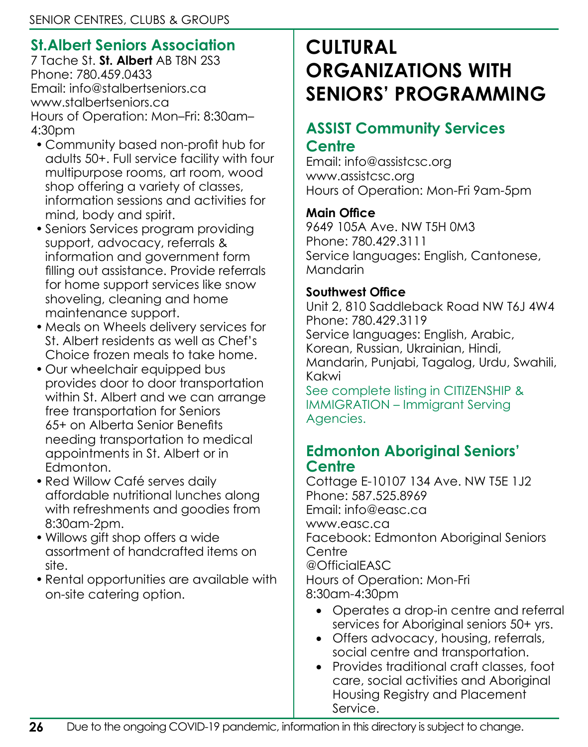## St.Albert Seniors Association

7 Tache St. **St. Albert** AB T8N 2S3
Phone: 780.459.0433
Email: info@stalbertseniors.ca
www.stalbertseniors.ca
Hours of Operation: Mon–Fri: 8:30am–4:30pm

- Community based non-profit hub for adults 50+. Full service facility with four multipurpose rooms, art room, wood shop offering a variety of classes, information sessions and activities for mind, body and spirit.
- Seniors Services program providing support, advocacy, referrals & information and government form filling out assistance. Provide referrals for home support services like snow shoveling, cleaning and home maintenance support.
- Meals on Wheels delivery services for St. Albert residents as well as Chef's Choice frozen meals to take home.
- Our wheelchair equipped bus provides door to door transportation within St. Albert and we can arrange free transportation for Seniors 65+ on Alberta Senior Benefits needing transportation to medical appointments in St. Albert or in Edmonton.
- Red Willow Café serves daily affordable nutritional lunches along with refreshments and goodies from 8:30am-2pm.
- Willows gift shop offers a wide assortment of handcrafted items on site.
- Rental opportunities are available with on-site catering option.

# CULTURAL ORGANIZATIONS WITH SENIORS' PROGRAMMING

## ASSIST Community Services Centre

Email: info@assistcsc.org
www.assistcsc.org
Hours of Operation: Mon-Fri 9am-5pm

**Main Office**
9649 105A Ave. NW T5H 0M3
Phone: 780.429.3111
Service languages: English, Cantonese, Mandarin

**Southwest Office**
Unit 2, 810 Saddleback Road NW T6J 4W4
Phone: 780.429.3119
Service languages: English, Arabic, Korean, Russian, Ukrainian, Hindi, Mandarin, Punjabi, Tagalog, Urdu, Swahili, Kakwi

See complete listing in CITIZENSHIP & IMMIGRATION – Immigrant Serving Agencies.

## Edmonton Aboriginal Seniors' Centre

Cottage E-10107 134 Ave. NW T5E 1J2
Phone: 587.525.8969
Email: info@easc.ca
www.easc.ca
Facebook: Edmonton Aboriginal Seniors Centre
@OfficialEASC
Hours of Operation: Mon-Fri 8:30am-4:30pm

- Operates a drop-in centre and referral services for Aboriginal seniors 50+ yrs.
- Offers advocacy, housing, referrals, social centre and transportation.
- Provides traditional craft classes, foot care, social activities and Aboriginal Housing Registry and Placement Service.

Due to the ongoing COVID-19 pandemic, information in this directory is subject to change.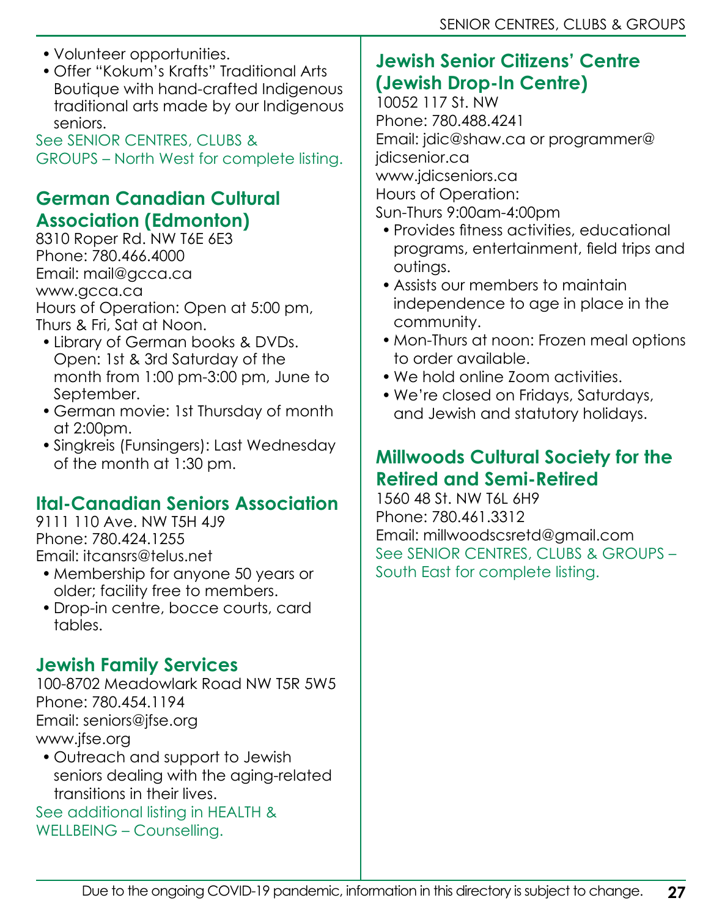- Volunteer opportunities.
- Offer "Kokum's Krafts" Traditional Arts Boutique with hand-crafted Indigenous traditional arts made by our Indigenous seniors.

See SENIOR CENTRES, CLUBS & GROUPS – North West for complete listing.

## German Canadian Cultural Association (Edmonton)

8310 Roper Rd. NW T6E 6E3
Phone: 780.466.4000
Email: mail@gcca.ca
www.gcca.ca
Hours of Operation: Open at 5:00 pm, Thurs & Fri, Sat at Noon.

- Library of German books & DVDs. Open: 1st & 3rd Saturday of the month from 1:00 pm-3:00 pm, June to September.
- German movie: 1st Thursday of month at 2:00pm.
- Singkreis (Funsingers): Last Wednesday of the month at 1:30 pm.

## Ital-Canadian Seniors Association

9111 110 Ave. NW T5H 4J9
Phone: 780.424.1255
Email: itcansrs@telus.net

- Membership for anyone 50 years or older; facility free to members.
- Drop-in centre, bocce courts, card tables.

## Jewish Family Services

100-8702 Meadowlark Road NW T5R 5W5
Phone: 780.454.1194
Email: seniors@jfse.org
www.jfse.org

- Outreach and support to Jewish seniors dealing with the aging-related transitions in their lives.

See additional listing in HEALTH & WELLBEING – Counselling.

## Jewish Senior Citizens' Centre (Jewish Drop-In Centre)

10052 117 St. NW
Phone: 780.488.4241
Email: jdic@shaw.ca or programmer@jdicsenior.ca
www.jdicseniors.ca
Hours of Operation:
Sun-Thurs 9:00am-4:00pm

- Provides fitness activities, educational programs, entertainment, field trips and outings.
- Assists our members to maintain independence to age in place in the community.
- Mon-Thurs at noon: Frozen meal options to order available.
- We hold online Zoom activities.
- We're closed on Fridays, Saturdays, and Jewish and statutory holidays.

## Millwoods Cultural Society for the Retired and Semi-Retired

1560 48 St. NW T6L 6H9
Phone: 780.461.3312
Email: millwoodscsretd@gmail.com
See SENIOR CENTRES, CLUBS & GROUPS – South East for complete listing.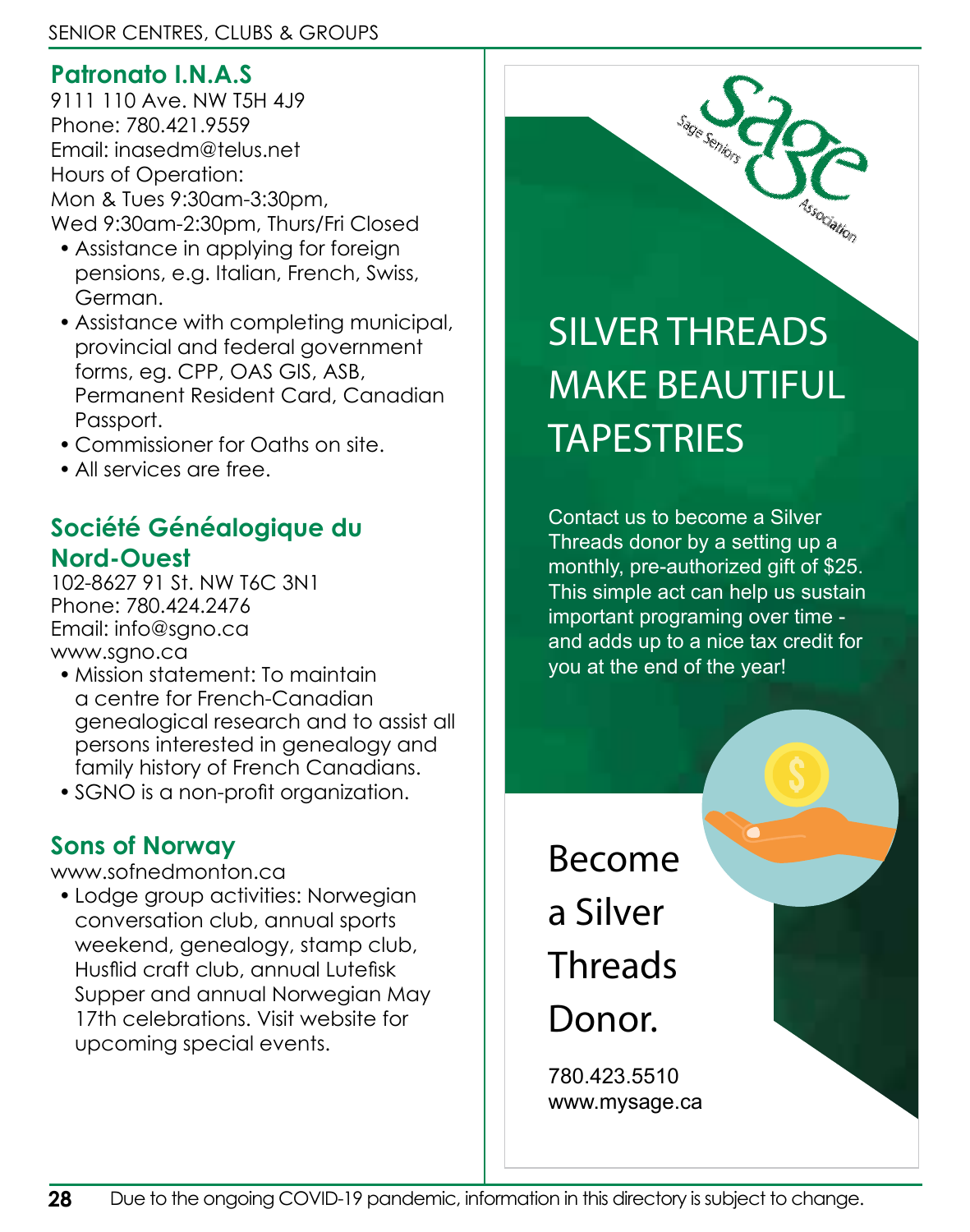## Patronato I.N.A.S

9111 110 Ave. NW T5H 4J9
Phone: 780.421.9559
Email: inasedm@telus.net
Hours of Operation:
Mon & Tues 9:30am-3:30pm,
Wed 9:30am-2:30pm, Thurs/Fri Closed

- Assistance in applying for foreign pensions, e.g. Italian, French, Swiss, German.
- Assistance with completing municipal, provincial and federal government forms, eg. CPP, OAS GIS, ASB, Permanent Resident Card, Canadian Passport.
- Commissioner for Oaths on site.
- All services are free.

## Société Généalogique du Nord-Ouest

102-8627 91 St. NW T6C 3N1
Phone: 780.424.2476
Email: info@sgno.ca
www.sgno.ca

- Mission statement: To maintain a centre for French-Canadian genealogical research and to assist all persons interested in genealogy and family history of French Canadians.
- SGNO is a non-profit organization.

## Sons of Norway

www.sofnedmonton.ca

- Lodge group activities: Norwegian conversation club, annual sports weekend, genealogy, stamp club, Husflid craft club, annual Lutefisk Supper and annual Norwegian May 17th celebrations. Visit website for upcoming special events.

Sage Seniors Association

# SILVER THREADS MAKE BEAUTIFUL TAPESTRIES

Contact us to become a Silver Threads donor by a setting up a monthly, pre-authorized gift of $25. This simple act can help us sustain important programing over time - and adds up to a nice tax credit for you at the end of the year!

Become a Silver Threads Donor.

780.423.5510
www.mysage.ca

Due to the ongoing COVID-19 pandemic, information in this directory is subject to change.